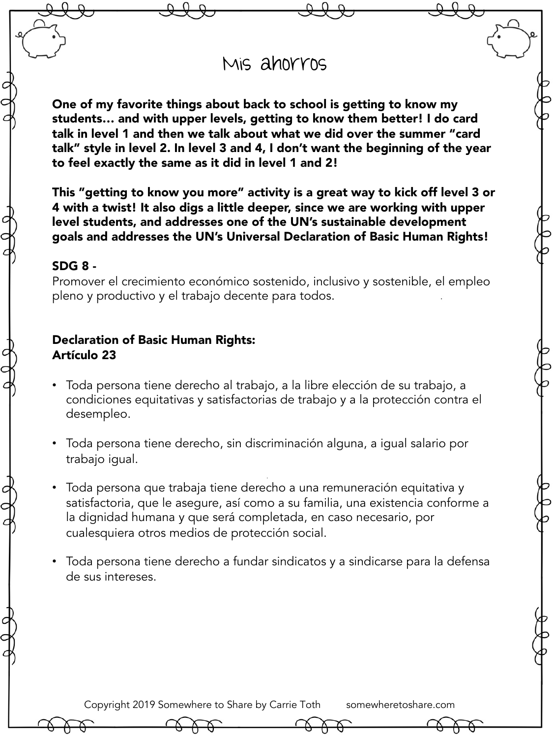# Mis ahorros

**One of my favorite things about back to school is getting to know my students… and with upper levels, getting to know them better! I do card talk in level 1 and then we talk about what we did over the summer "card talk" style in level 2. In level 3 and 4, I don't want the beginning of the year to feel exactly the same as it did in level 1 and 2!**

**This "getting to know you more" activity is a great way to kick off level 3 or 4 with a twist! It also digs a little deeper, since we are working with upper level students, and addresses one of the UN's sustainable development goals and addresses the UN's Universal Declaration of Basic Human Rights!**

**SDG 8 -**
Promover el crecimiento económico sostenido, inclusivo y sostenible, el empleo pleno y productivo y el trabajo decente para todos.

**Declaration of Basic Human Rights:**
**Artículo 23**

- Toda persona tiene derecho al trabajo, a la libre elección de su trabajo, a condiciones equitativas y satisfactorias de trabajo y a la protección contra el desempleo.

- Toda persona tiene derecho, sin discriminación alguna, a igual salario por trabajo igual.

- Toda persona que trabaja tiene derecho a una remuneración equitativa y satisfactoria, que le asegure, así como a su familia, una existencia conforme a la dignidad humana y que será completada, en caso necesario, por cualesquiera otros medios de protección social.

- Toda persona tiene derecho a fundar sindicatos y a sindicarse para la defensa de sus intereses.

Copyright 2019 Somewhere to Share by Carrie Toth somewheretoshare.com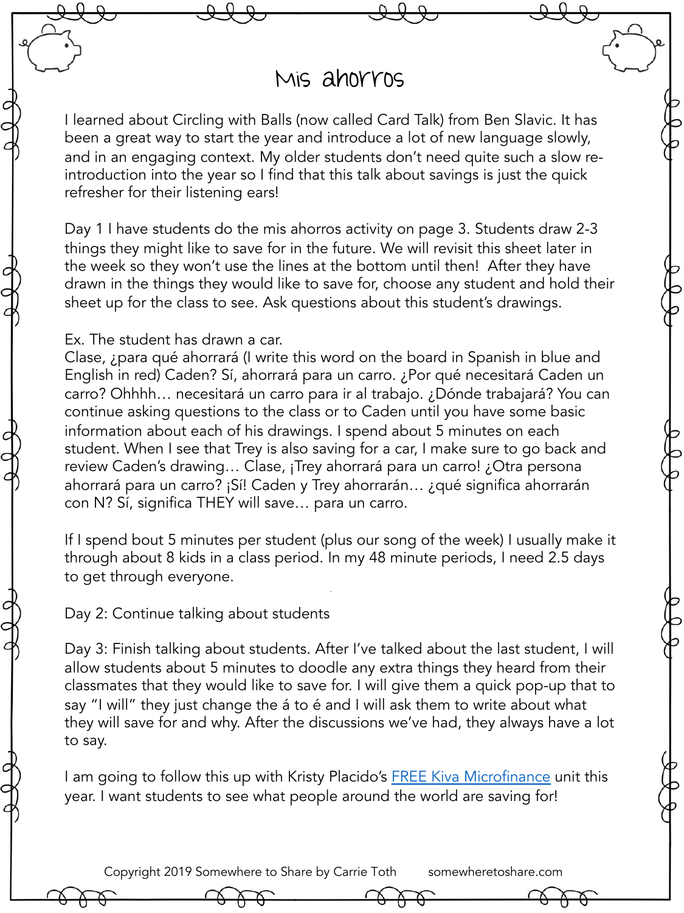# Mis ahorros

I learned about Circling with Balls (now called Card Talk) from Ben Slavic. It has been a great way to start the year and introduce a lot of new language slowly, and in an engaging context. My older students don't need quite such a slow re-introduction into the year so I find that this talk about savings is just the quick refresher for their listening ears!

Day 1 I have students do the mis ahorros activity on page 3. Students draw 2-3 things they might like to save for in the future. We will revisit this sheet later in the week so they won't use the lines at the bottom until then! After they have drawn in the things they would like to save for, choose any student and hold their sheet up for the class to see. Ask questions about this student's drawings.

Ex. The student has drawn a car.
Clase, ¿para qué ahorrará (I write this word on the board in Spanish in blue and English in red) Caden? Sí, ahorrará para un carro. ¿Por qué necesitará Caden un carro? Ohhhh… necesitará un carro para ir al trabajo. ¿Dónde trabajará? You can continue asking questions to the class or to Caden until you have some basic information about each of his drawings. I spend about 5 minutes on each student. When I see that Trey is also saving for a car, I make sure to go back and review Caden's drawing… Clase, ¡Trey ahorrará para un carro! ¿Otra persona ahorrará para un carro? ¡Sí! Caden y Trey ahorrarán… ¿qué significa ahorrarán con N? Sí, significa THEY will save… para un carro.

If I spend bout 5 minutes per student (plus our song of the week) I usually make it through about 8 kids in a class period. In my 48 minute periods, I need 2.5 days to get through everyone.

Day 2: Continue talking about students

Day 3: Finish talking about students. After I've talked about the last student, I will allow students about 5 minutes to doodle any extra things they heard from their classmates that they would like to save for. I will give them a quick pop-up that to say "I will" they just change the á to é and I will ask them to write about what they will save for and why. After the discussions we've had, they always have a lot to say.

I am going to follow this up with Kristy Placido's FREE Kiva Microfinance unit this year. I want students to see what people around the world are saving for!

Copyright 2019 Somewhere to Share by Carrie Toth somewheretoshare.com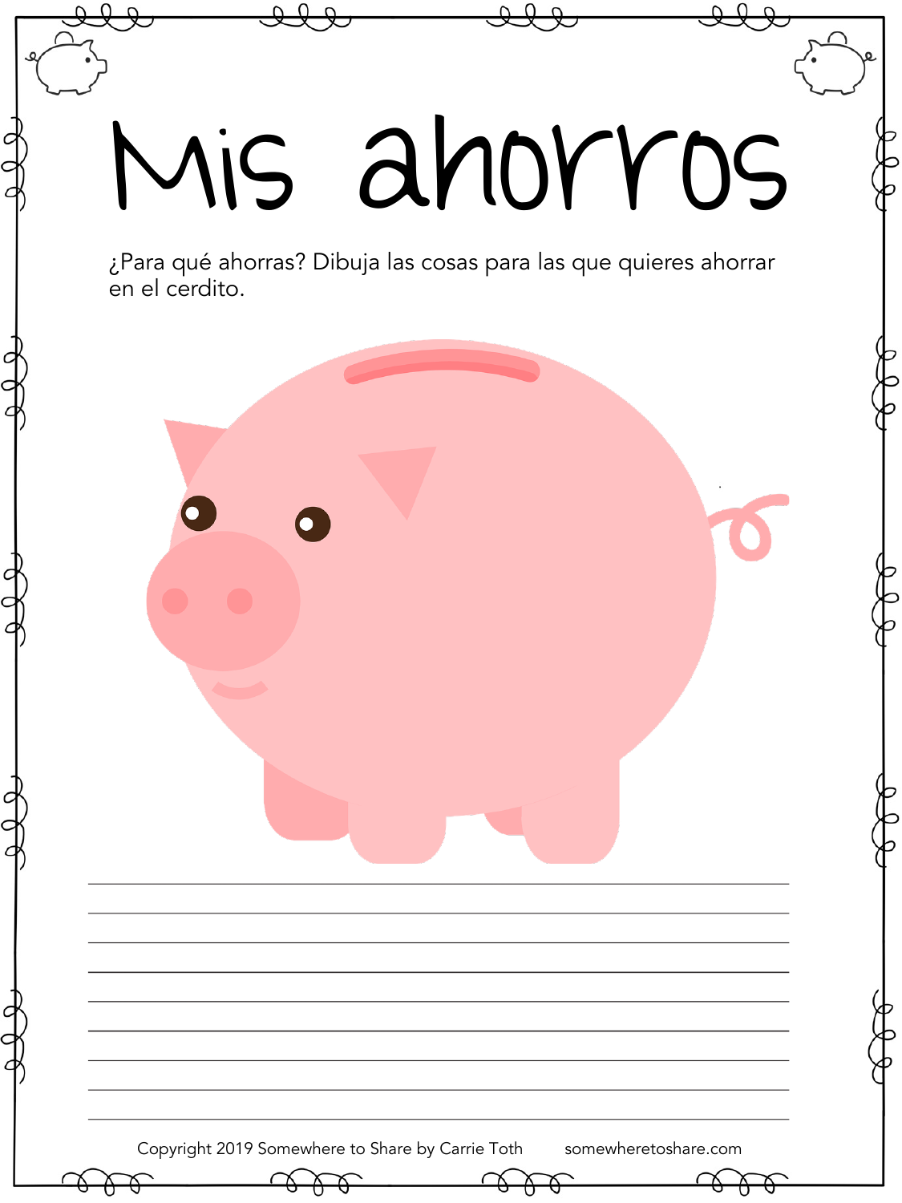# Mis ahorros

¿Para qué ahorras? Dibuja las cosas para las que quieres ahorrar en el cerdito.

Copyright 2019 Somewhere to Share by Carrie Toth somewheretoshare.com